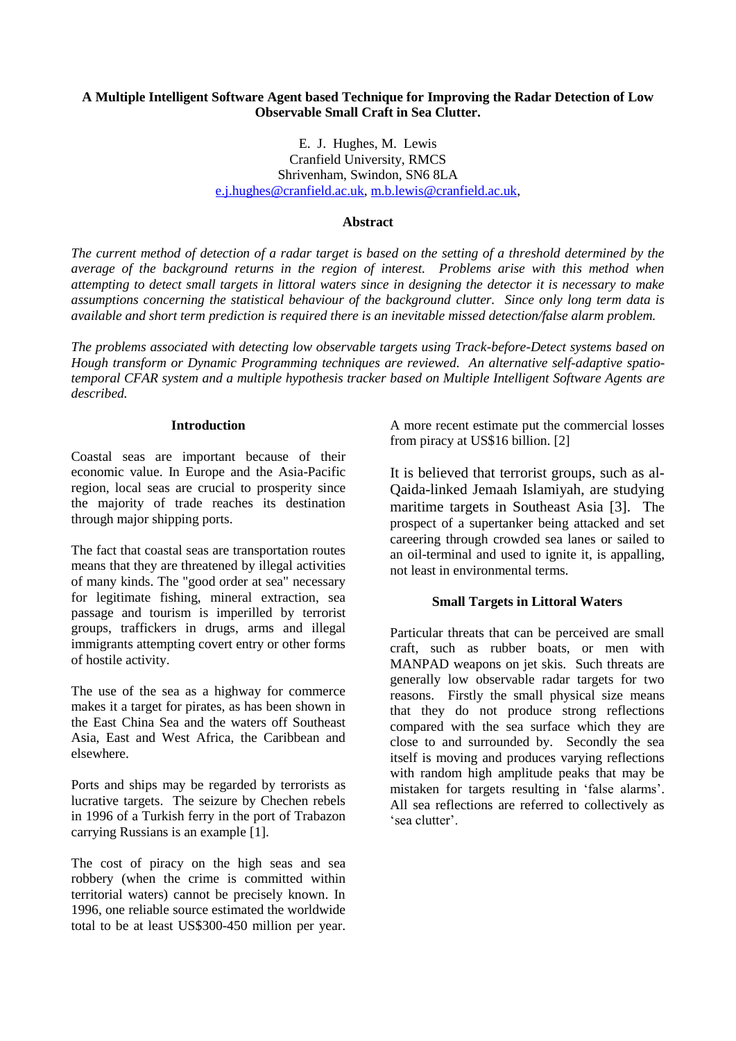# A Multiple Intelligent Software Agent based Technique for Improving the Radar Detection of Low Observable Small Craft in Sea Clutter.

E. J. Hughes, M. Lewis
Cranfield University, RMCS
Shrivenham, Swindon, SN6 8LA
e.j.hughes@cranfield.ac.uk, m.b.lewis@cranfield.ac.uk,

## Abstract

*The current method of detection of a radar target is based on the setting of a threshold determined by the average of the background returns in the region of interest. Problems arise with this method when attempting to detect small targets in littoral waters since in designing the detector it is necessary to make assumptions concerning the statistical behaviour of the background clutter. Since only long term data is available and short term prediction is required there is an inevitable missed detection/false alarm problem.*

*The problems associated with detecting low observable targets using Track-before-Detect systems based on Hough transform or Dynamic Programming techniques are reviewed. An alternative self-adaptive spatio-temporal CFAR system and a multiple hypothesis tracker based on Multiple Intelligent Software Agents are described.*

## Introduction

Coastal seas are important because of their economic value. In Europe and the Asia-Pacific region, local seas are crucial to prosperity since the majority of trade reaches its destination through major shipping ports.

The fact that coastal seas are transportation routes means that they are threatened by illegal activities of many kinds. The "good order at sea" necessary for legitimate fishing, mineral extraction, sea passage and tourism is imperilled by terrorist groups, traffickers in drugs, arms and illegal immigrants attempting covert entry or other forms of hostile activity.

The use of the sea as a highway for commerce makes it a target for pirates, as has been shown in the East China Sea and the waters off Southeast Asia, East and West Africa, the Caribbean and elsewhere.

Ports and ships may be regarded by terrorists as lucrative targets. The seizure by Chechen rebels in 1996 of a Turkish ferry in the port of Trabazon carrying Russians is an example [1].

The cost of piracy on the high seas and sea robbery (when the crime is committed within territorial waters) cannot be precisely known. In 1996, one reliable source estimated the worldwide total to be at least US$300-450 million per year. A more recent estimate put the commercial losses from piracy at US$16 billion. [2]

It is believed that terrorist groups, such as al-Qaida-linked Jemaah Islamiyah, are studying maritime targets in Southeast Asia [3]. The prospect of a supertanker being attacked and set careering through crowded sea lanes or sailed to an oil-terminal and used to ignite it, is appalling, not least in environmental terms.

## Small Targets in Littoral Waters

Particular threats that can be perceived are small craft, such as rubber boats, or men with MANPAD weapons on jet skis. Such threats are generally low observable radar targets for two reasons. Firstly the small physical size means that they do not produce strong reflections compared with the sea surface which they are close to and surrounded by. Secondly the sea itself is moving and produces varying reflections with random high amplitude peaks that may be mistaken for targets resulting in 'false alarms'. All sea reflections are referred to collectively as 'sea clutter'.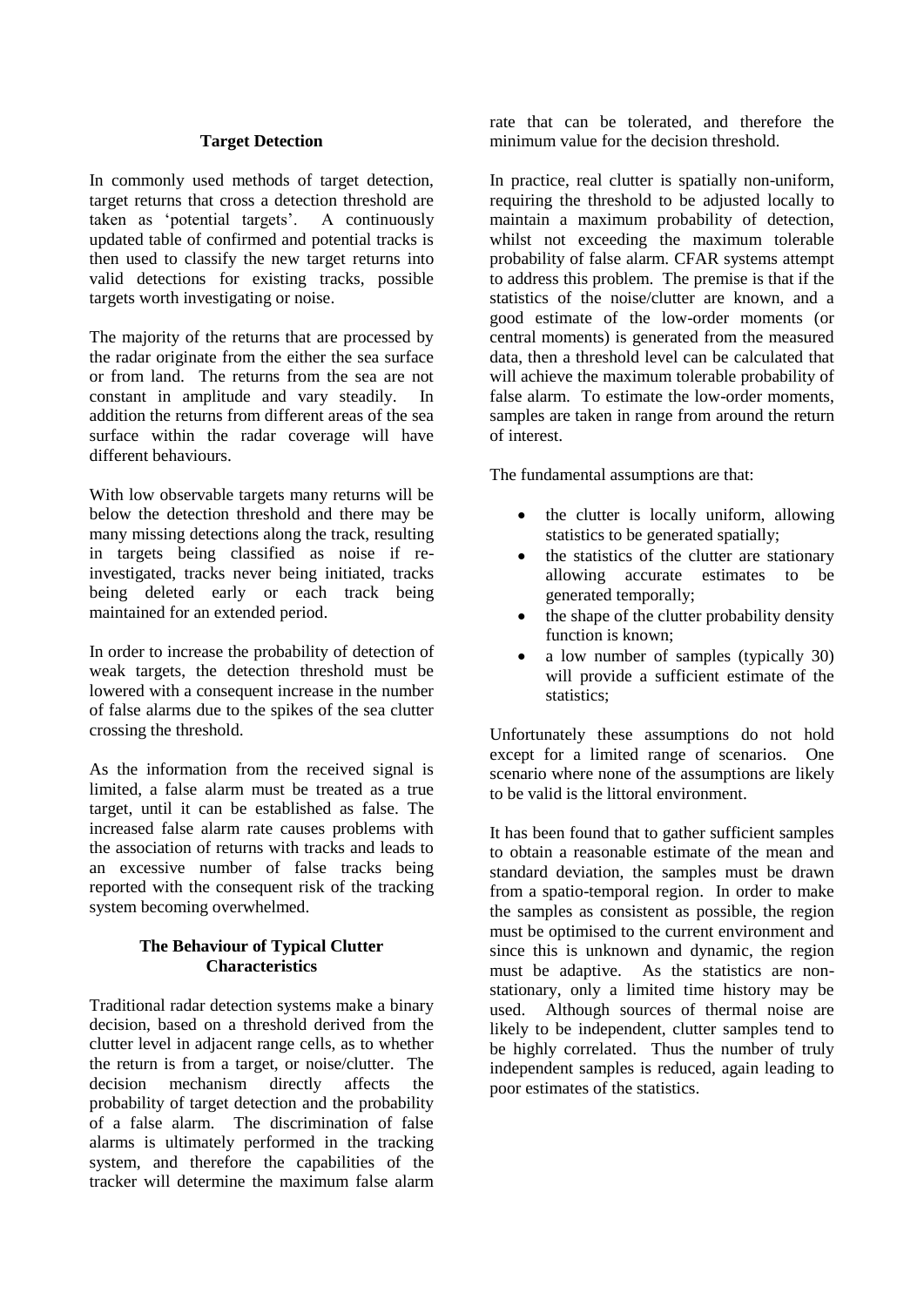## Target Detection

In commonly used methods of target detection, target returns that cross a detection threshold are taken as 'potential targets'. A continuously updated table of confirmed and potential tracks is then used to classify the new target returns into valid detections for existing tracks, possible targets worth investigating or noise.

The majority of the returns that are processed by the radar originate from the either the sea surface or from land. The returns from the sea are not constant in amplitude and vary steadily. In addition the returns from different areas of the sea surface within the radar coverage will have different behaviours.

With low observable targets many returns will be below the detection threshold and there may be many missing detections along the track, resulting in targets being classified as noise if re-investigated, tracks never being initiated, tracks being deleted early or each track being maintained for an extended period.

In order to increase the probability of detection of weak targets, the detection threshold must be lowered with a consequent increase in the number of false alarms due to the spikes of the sea clutter crossing the threshold.

As the information from the received signal is limited, a false alarm must be treated as a true target, until it can be established as false. The increased false alarm rate causes problems with the association of returns with tracks and leads to an excessive number of false tracks being reported with the consequent risk of the tracking system becoming overwhelmed.

## The Behaviour of Typical Clutter Characteristics

Traditional radar detection systems make a binary decision, based on a threshold derived from the clutter level in adjacent range cells, as to whether the return is from a target, or noise/clutter. The decision mechanism directly affects the probability of target detection and the probability of a false alarm. The discrimination of false alarms is ultimately performed in the tracking system, and therefore the capabilities of the tracker will determine the maximum false alarm rate that can be tolerated, and therefore the minimum value for the decision threshold.

In practice, real clutter is spatially non-uniform, requiring the threshold to be adjusted locally to maintain a maximum probability of detection, whilst not exceeding the maximum tolerable probability of false alarm. CFAR systems attempt to address this problem. The premise is that if the statistics of the noise/clutter are known, and a good estimate of the low-order moments (or central moments) is generated from the measured data, then a threshold level can be calculated that will achieve the maximum tolerable probability of false alarm. To estimate the low-order moments, samples are taken in range from around the return of interest.

The fundamental assumptions are that:

- the clutter is locally uniform, allowing statistics to be generated spatially;
- the statistics of the clutter are stationary allowing accurate estimates to be generated temporally;
- the shape of the clutter probability density function is known;
- a low number of samples (typically 30) will provide a sufficient estimate of the statistics;

Unfortunately these assumptions do not hold except for a limited range of scenarios. One scenario where none of the assumptions are likely to be valid is the littoral environment.

It has been found that to gather sufficient samples to obtain a reasonable estimate of the mean and standard deviation, the samples must be drawn from a spatio-temporal region. In order to make the samples as consistent as possible, the region must be optimised to the current environment and since this is unknown and dynamic, the region must be adaptive. As the statistics are non-stationary, only a limited time history may be used. Although sources of thermal noise are likely to be independent, clutter samples tend to be highly correlated. Thus the number of truly independent samples is reduced, again leading to poor estimates of the statistics.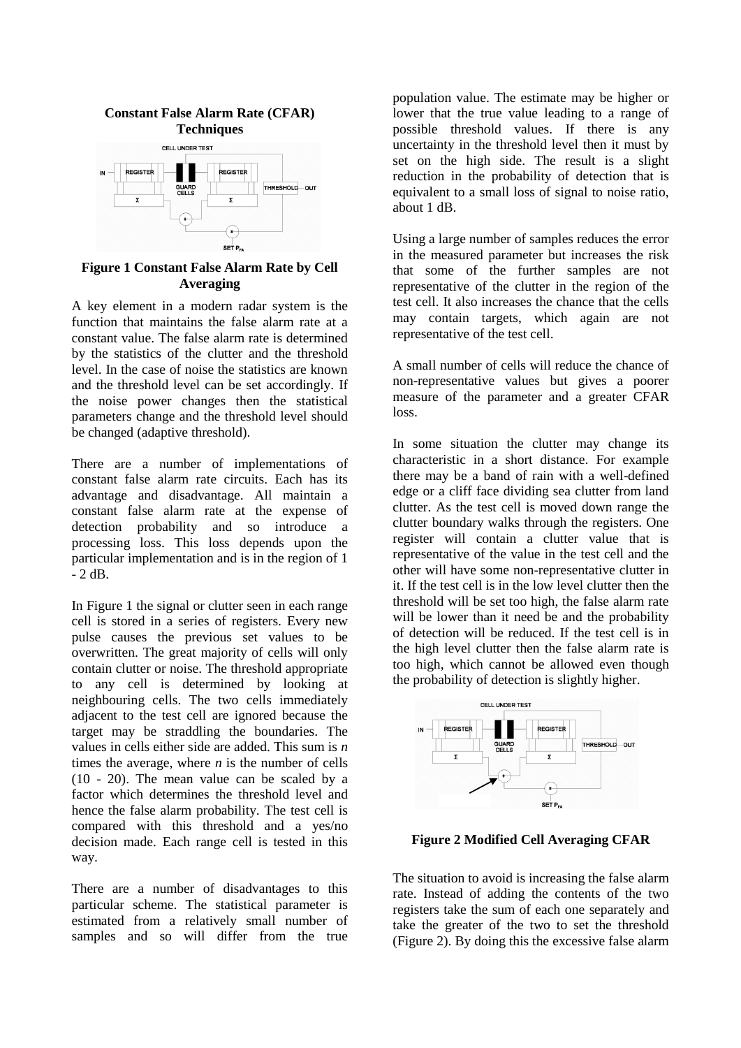## Constant False Alarm Rate (CFAR) Techniques

**Figure 1 Constant False Alarm Rate by Cell Averaging**

A key element in a modern radar system is the function that maintains the false alarm rate at a constant value. The false alarm rate is determined by the statistics of the clutter and the threshold level. In the case of noise the statistics are known and the threshold level can be set accordingly. If the noise power changes then the statistical parameters change and the threshold level should be changed (adaptive threshold).

There are a number of implementations of constant false alarm rate circuits. Each has its advantage and disadvantage. All maintain a constant false alarm rate at the expense of detection probability and so introduce a processing loss. This loss depends upon the particular implementation and is in the region of 1 - 2 dB.

In Figure 1 the signal or clutter seen in each range cell is stored in a series of registers. Every new pulse causes the previous set values to be overwritten. The great majority of cells will only contain clutter or noise. The threshold appropriate to any cell is determined by looking at neighbouring cells. The two cells immediately adjacent to the test cell are ignored because the target may be straddling the boundaries. The values in cells either side are added. This sum is $n$ times the average, where $n$ is the number of cells (10 - 20). The mean value can be scaled by a factor which determines the threshold level and hence the false alarm probability. The test cell is compared with this threshold and a yes/no decision made. Each range cell is tested in this way.

There are a number of disadvantages to this particular scheme. The statistical parameter is estimated from a relatively small number of samples and so will differ from the true population value. The estimate may be higher or lower that the true value leading to a range of possible threshold values. If there is any uncertainty in the threshold level then it must by set on the high side. The result is a slight reduction in the probability of detection that is equivalent to a small loss of signal to noise ratio, about 1 dB.

Using a large number of samples reduces the error in the measured parameter but increases the risk that some of the further samples are not representative of the clutter in the region of the test cell. It also increases the chance that the cells may contain targets, which again are not representative of the test cell.

A small number of cells will reduce the chance of non-representative values but gives a poorer measure of the parameter and a greater CFAR loss.

In some situation the clutter may change its characteristic in a short distance. For example there may be a band of rain with a well-defined edge or a cliff face dividing sea clutter from land clutter. As the test cell is moved down range the clutter boundary walks through the registers. One register will contain a clutter value that is representative of the value in the test cell and the other will have some non-representative clutter in it. If the test cell is in the low level clutter then the threshold will be set too high, the false alarm rate will be lower than it need be and the probability of detection will be reduced. If the test cell is in the high level clutter then the false alarm rate is too high, which cannot be allowed even though the probability of detection is slightly higher.

**Figure 2 Modified Cell Averaging CFAR**

The situation to avoid is increasing the false alarm rate. Instead of adding the contents of the two registers take the sum of each one separately and take the greater of the two to set the threshold (Figure 2). By doing this the excessive false alarm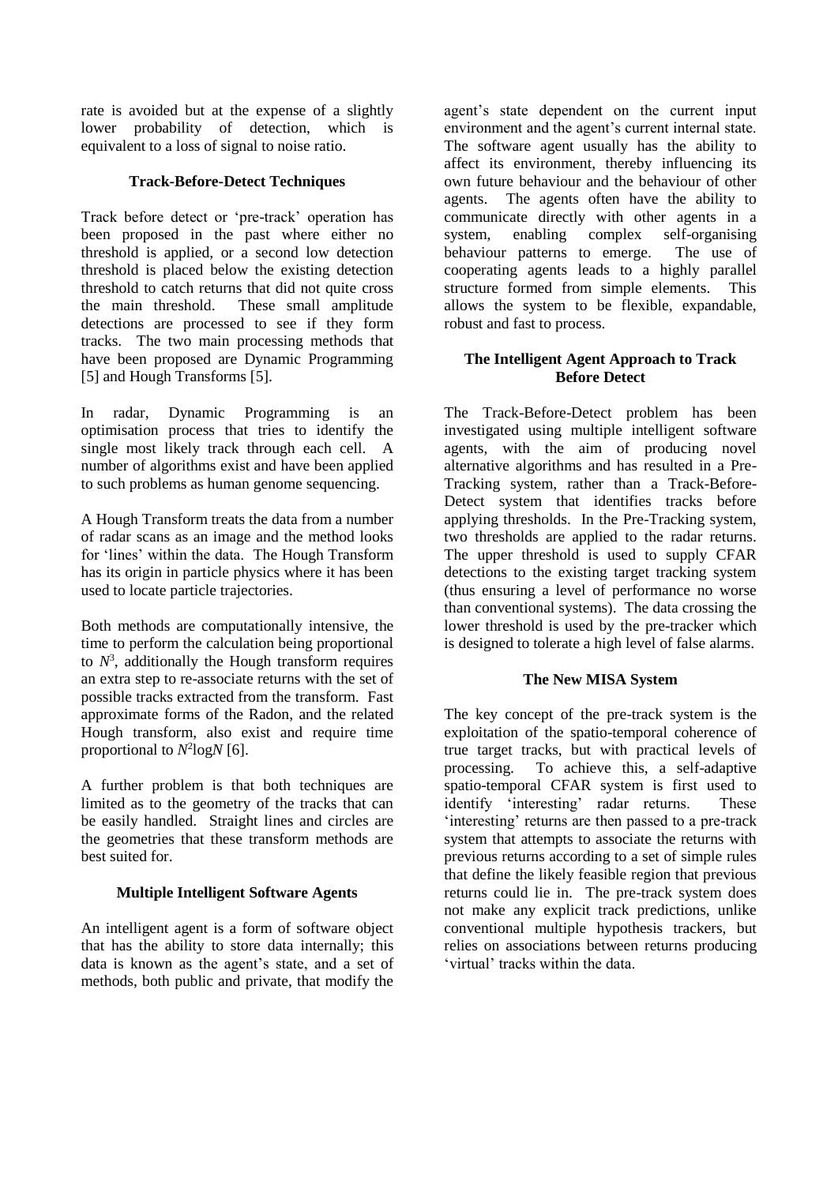rate is avoided but at the expense of a slightly lower probability of detection, which is equivalent to a loss of signal to noise ratio.

### Track-Before-Detect Techniques

Track before detect or 'pre-track' operation has been proposed in the past where either no threshold is applied, or a second low detection threshold is placed below the existing detection threshold to catch returns that did not quite cross the main threshold. These small amplitude detections are processed to see if they form tracks. The two main processing methods that have been proposed are Dynamic Programming [5] and Hough Transforms [5].

In radar, Dynamic Programming is an optimisation process that tries to identify the single most likely track through each cell. A number of algorithms exist and have been applied to such problems as human genome sequencing.

A Hough Transform treats the data from a number of radar scans as an image and the method looks for 'lines' within the data. The Hough Transform has its origin in particle physics where it has been used to locate particle trajectories.

Both methods are computationally intensive, the time to perform the calculation being proportional to $N^3$, additionally the Hough transform requires an extra step to re-associate returns with the set of possible tracks extracted from the transform. Fast approximate forms of the Radon, and the related Hough transform, also exist and require time proportional to $N^2 \log N$ [6].

A further problem is that both techniques are limited as to the geometry of the tracks that can be easily handled. Straight lines and circles are the geometries that these transform methods are best suited for.

### Multiple Intelligent Software Agents

An intelligent agent is a form of software object that has the ability to store data internally; this data is known as the agent's state, and a set of methods, both public and private, that modify the agent's state dependent on the current input environment and the agent's current internal state. The software agent usually has the ability to affect its environment, thereby influencing its own future behaviour and the behaviour of other agents. The agents often have the ability to communicate directly with other agents in a system, enabling complex self-organising behaviour patterns to emerge. The use of cooperating agents leads to a highly parallel structure formed from simple elements. This allows the system to be flexible, expandable, robust and fast to process.

### The Intelligent Agent Approach to Track Before Detect

The Track-Before-Detect problem has been investigated using multiple intelligent software agents, with the aim of producing novel alternative algorithms and has resulted in a Pre-Tracking system, rather than a Track-Before-Detect system that identifies tracks before applying thresholds. In the Pre-Tracking system, two thresholds are applied to the radar returns. The upper threshold is used to supply CFAR detections to the existing target tracking system (thus ensuring a level of performance no worse than conventional systems). The data crossing the lower threshold is used by the pre-tracker which is designed to tolerate a high level of false alarms.

### The New MISA System

The key concept of the pre-track system is the exploitation of the spatio-temporal coherence of true target tracks, but with practical levels of processing. To achieve this, a self-adaptive spatio-temporal CFAR system is first used to identify 'interesting' radar returns. These 'interesting' returns are then passed to a pre-track system that attempts to associate the returns with previous returns according to a set of simple rules that define the likely feasible region that previous returns could lie in. The pre-track system does not make any explicit track predictions, unlike conventional multiple hypothesis trackers, but relies on associations between returns producing 'virtual' tracks within the data.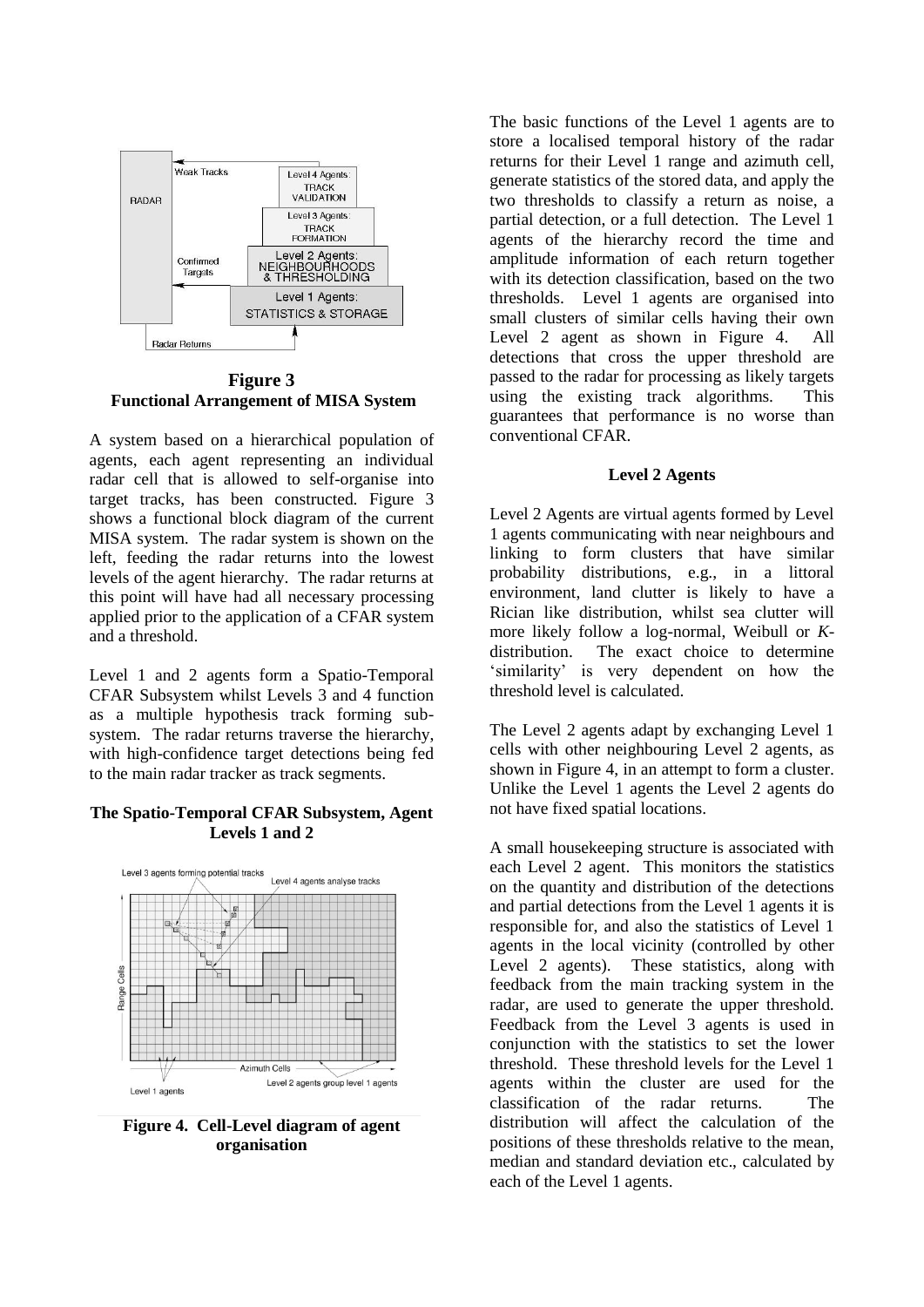**Figure 3**
**Functional Arrangement of MISA System**

A system based on a hierarchical population of agents, each agent representing an individual radar cell that is allowed to self-organise into target tracks, has been constructed. Figure 3 shows a functional block diagram of the current MISA system. The radar system is shown on the left, feeding the radar returns into the lowest levels of the agent hierarchy. The radar returns at this point will have had all necessary processing applied prior to the application of a CFAR system and a threshold.

Level 1 and 2 agents form a Spatio-Temporal CFAR Subsystem whilst Levels 3 and 4 function as a multiple hypothesis track forming sub-system. The radar returns traverse the hierarchy, with high-confidence target detections being fed to the main radar tracker as track segments.

### The Spatio-Temporal CFAR Subsystem, Agent Levels 1 and 2

**Figure 4. Cell-Level diagram of agent organisation**

The basic functions of the Level 1 agents are to store a localised temporal history of the radar returns for their Level 1 range and azimuth cell, generate statistics of the stored data, and apply the two thresholds to classify a return as noise, a partial detection, or a full detection. The Level 1 agents of the hierarchy record the time and amplitude information of each return together with its detection classification, based on the two thresholds. Level 1 agents are organised into small clusters of similar cells having their own Level 2 agent as shown in Figure 4. All detections that cross the upper threshold are passed to the radar for processing as likely targets using the existing track algorithms. This guarantees that performance is no worse than conventional CFAR.

### Level 2 Agents

Level 2 Agents are virtual agents formed by Level 1 agents communicating with near neighbours and linking to form clusters that have similar probability distributions, e.g., in a littoral environment, land clutter is likely to have a Rician like distribution, whilst sea clutter will more likely follow a log-normal, Weibull or *K*-distribution. The exact choice to determine 'similarity' is very dependent on how the threshold level is calculated.

The Level 2 agents adapt by exchanging Level 1 cells with other neighbouring Level 2 agents, as shown in Figure 4, in an attempt to form a cluster. Unlike the Level 1 agents the Level 2 agents do not have fixed spatial locations.

A small housekeeping structure is associated with each Level 2 agent. This monitors the statistics on the quantity and distribution of the detections and partial detections from the Level 1 agents it is responsible for, and also the statistics of Level 1 agents in the local vicinity (controlled by other Level 2 agents). These statistics, along with feedback from the main tracking system in the radar, are used to generate the upper threshold. Feedback from the Level 3 agents is used in conjunction with the statistics to set the lower threshold. These threshold levels for the Level 1 agents within the cluster are used for the classification of the radar returns. The distribution will affect the calculation of the positions of these thresholds relative to the mean, median and standard deviation etc., calculated by each of the Level 1 agents.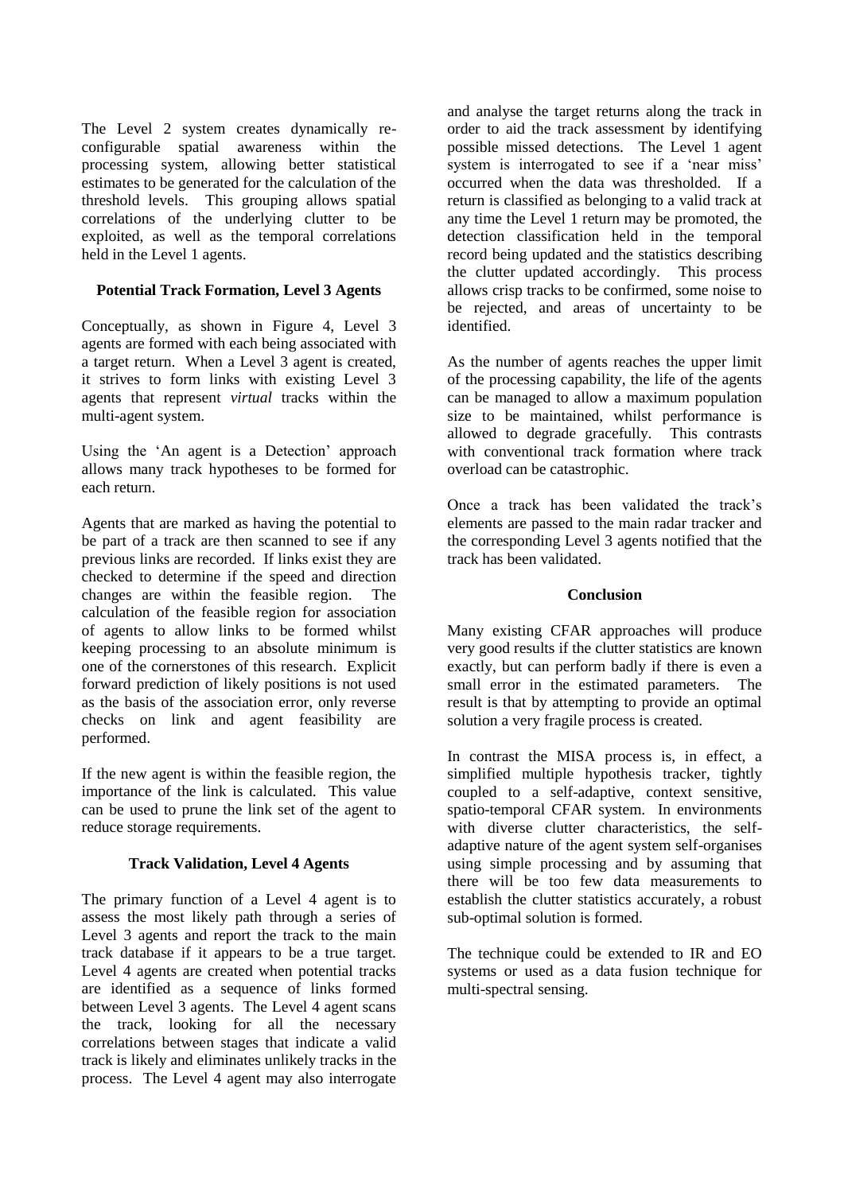The Level 2 system creates dynamically re-configurable spatial awareness within the processing system, allowing better statistical estimates to be generated for the calculation of the threshold levels. This grouping allows spatial correlations of the underlying clutter to be exploited, as well as the temporal correlations held in the Level 1 agents.

## Potential Track Formation, Level 3 Agents

Conceptually, as shown in Figure 4, Level 3 agents are formed with each being associated with a target return. When a Level 3 agent is created, it strives to form links with existing Level 3 agents that represent *virtual* tracks within the multi-agent system.

Using the 'An agent is a Detection' approach allows many track hypotheses to be formed for each return.

Agents that are marked as having the potential to be part of a track are then scanned to see if any previous links are recorded. If links exist they are checked to determine if the speed and direction changes are within the feasible region. The calculation of the feasible region for association of agents to allow links to be formed whilst keeping processing to an absolute minimum is one of the cornerstones of this research. Explicit forward prediction of likely positions is not used as the basis of the association error, only reverse checks on link and agent feasibility are performed.

If the new agent is within the feasible region, the importance of the link is calculated. This value can be used to prune the link set of the agent to reduce storage requirements.

## Track Validation, Level 4 Agents

The primary function of a Level 4 agent is to assess the most likely path through a series of Level 3 agents and report the track to the main track database if it appears to be a true target. Level 4 agents are created when potential tracks are identified as a sequence of links formed between Level 3 agents. The Level 4 agent scans the track, looking for all the necessary correlations between stages that indicate a valid track is likely and eliminates unlikely tracks in the process. The Level 4 agent may also interrogate and analyse the target returns along the track in order to aid the track assessment by identifying possible missed detections. The Level 1 agent system is interrogated to see if a 'near miss' occurred when the data was thresholded. If a return is classified as belonging to a valid track at any time the Level 1 return may be promoted, the detection classification held in the temporal record being updated and the statistics describing the clutter updated accordingly. This process allows crisp tracks to be confirmed, some noise to be rejected, and areas of uncertainty to be identified.

As the number of agents reaches the upper limit of the processing capability, the life of the agents can be managed to allow a maximum population size to be maintained, whilst performance is allowed to degrade gracefully. This contrasts with conventional track formation where track overload can be catastrophic.

Once a track has been validated the track's elements are passed to the main radar tracker and the corresponding Level 3 agents notified that the track has been validated.

## Conclusion

Many existing CFAR approaches will produce very good results if the clutter statistics are known exactly, but can perform badly if there is even a small error in the estimated parameters. The result is that by attempting to provide an optimal solution a very fragile process is created.

In contrast the MISA process is, in effect, a simplified multiple hypothesis tracker, tightly coupled to a self-adaptive, context sensitive, spatio-temporal CFAR system. In environments with diverse clutter characteristics, the self-adaptive nature of the agent system self-organises using simple processing and by assuming that there will be too few data measurements to establish the clutter statistics accurately, a robust sub-optimal solution is formed.

The technique could be extended to IR and EO systems or used as a data fusion technique for multi-spectral sensing.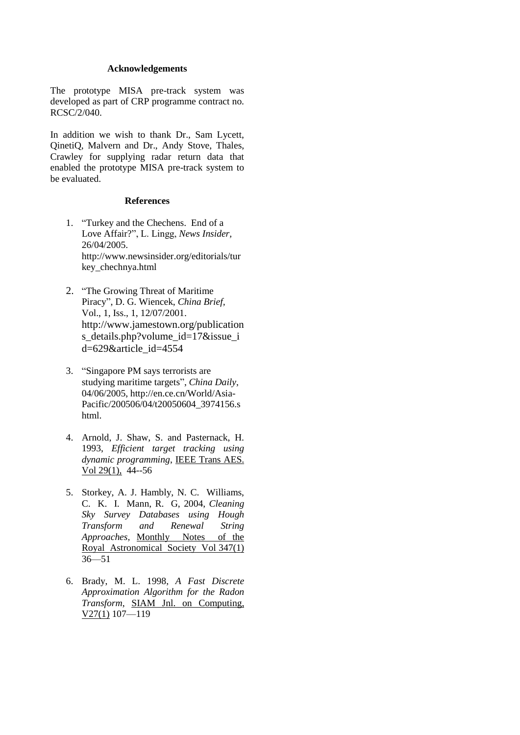## Acknowledgements

The prototype MISA pre-track system was developed as part of CRP programme contract no. RCSC/2/040.

In addition we wish to thank Dr., Sam Lycett, QinetiQ, Malvern and Dr., Andy Stove, Thales, Crawley for supplying radar return data that enabled the prototype MISA pre-track system to be evaluated.

## References

1. "Turkey and the Chechens. End of a Love Affair?", L. Lingg, *News Insider*, 26/04/2005. http://www.newsinsider.org/editorials/turkey_chechnya.html

2. "The Growing Threat of Maritime Piracy", D. G. Wiencek, *China Brief*, Vol., 1, Iss., 1, 12/07/2001. http://www.jamestown.org/publications_details.php?volume_id=17&issue_id=629&article_id=4554

3. "Singapore PM says terrorists are studying maritime targets", *China Daily*, 04/06/2005, http://en.ce.cn/World/Asia-Pacific/200506/04/t20050604_3974156.shtml.

4. Arnold, J. Shaw, S. and Pasternack, H. 1993, *Efficient target tracking using dynamic programming*, IEEE Trans AES. Vol 29(1), 44--56

5. Storkey, A. J. Hambly, N. C. Williams, C. K. I. Mann, R. G, 2004, *Cleaning Sky Survey Databases using Hough Transform and Renewal String Approaches*, Monthly Notes of the Royal Astronomical Society Vol 347(1) 36—51

6. Brady, M. L. 1998, *A Fast Discrete Approximation Algorithm for the Radon Transform*, SIAM Jnl. on Computing, V27(1) 107—119